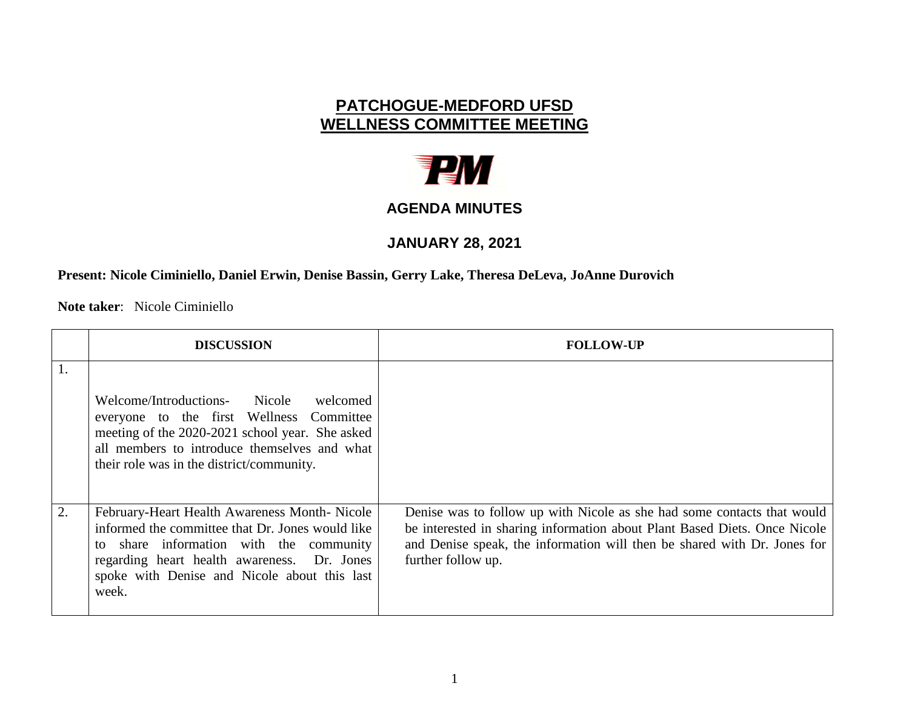# PATCHOGUE-MEDFORD UFSD
# WELLNESS COMMITTEE MEETING

## AGENDA MINUTES

## JANUARY 28, 2021

**Present: Nicole Ciminiello, Daniel Erwin, Denise Bassin, Gerry Lake, Theresa DeLeva, JoAnne Durovich**

**Note taker**: Nicole Ciminiello

| | DISCUSSION | FOLLOW-UP |
|---|---|---|
| 1. | Welcome/Introductions- Nicole welcomed everyone to the first Wellness Committee meeting of the 2020-2021 school year. She asked all members to introduce themselves and what their role was in the district/community. | |
| 2. | February-Heart Health Awareness Month- Nicole informed the committee that Dr. Jones would like to share information with the community regarding heart health awareness. Dr. Jones spoke with Denise and Nicole about this last week. | Denise was to follow up with Nicole as she had some contacts that would be interested in sharing information about Plant Based Diets. Once Nicole and Denise speak, the information will then be shared with Dr. Jones for further follow up. |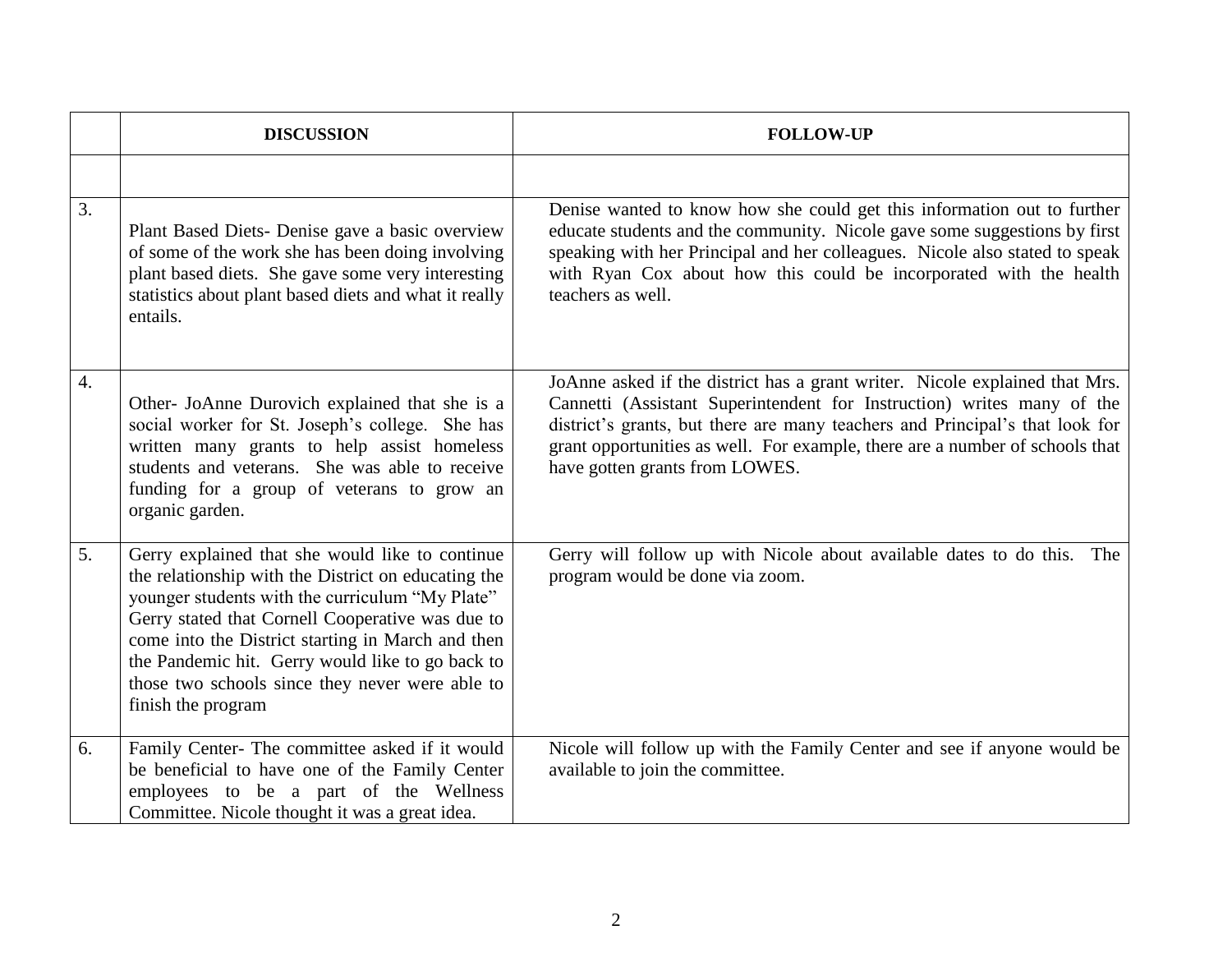| | DISCUSSION | FOLLOW-UP |
|---|---|---|
| | | |
| 3. | Plant Based Diets- Denise gave a basic overview of some of the work she has been doing involving plant based diets. She gave some very interesting statistics about plant based diets and what it really entails. | Denise wanted to know how she could get this information out to further educate students and the community. Nicole gave some suggestions by first speaking with her Principal and her colleagues. Nicole also stated to speak with Ryan Cox about how this could be incorporated with the health teachers as well. |
| 4. | Other- JoAnne Durovich explained that she is a social worker for St. Joseph's college. She has written many grants to help assist homeless students and veterans. She was able to receive funding for a group of veterans to grow an organic garden. | JoAnne asked if the district has a grant writer. Nicole explained that Mrs. Cannetti (Assistant Superintendent for Instruction) writes many of the district's grants, but there are many teachers and Principal's that look for grant opportunities as well. For example, there are a number of schools that have gotten grants from LOWES. |
| 5. | Gerry explained that she would like to continue the relationship with the District on educating the younger students with the curriculum "My Plate" Gerry stated that Cornell Cooperative was due to come into the District starting in March and then the Pandemic hit. Gerry would like to go back to those two schools since they never were able to finish the program | Gerry will follow up with Nicole about available dates to do this. The program would be done via zoom. |
| 6. | Family Center- The committee asked if it would be beneficial to have one of the Family Center employees to be a part of the Wellness Committee. Nicole thought it was a great idea. | Nicole will follow up with the Family Center and see if anyone would be available to join the committee. |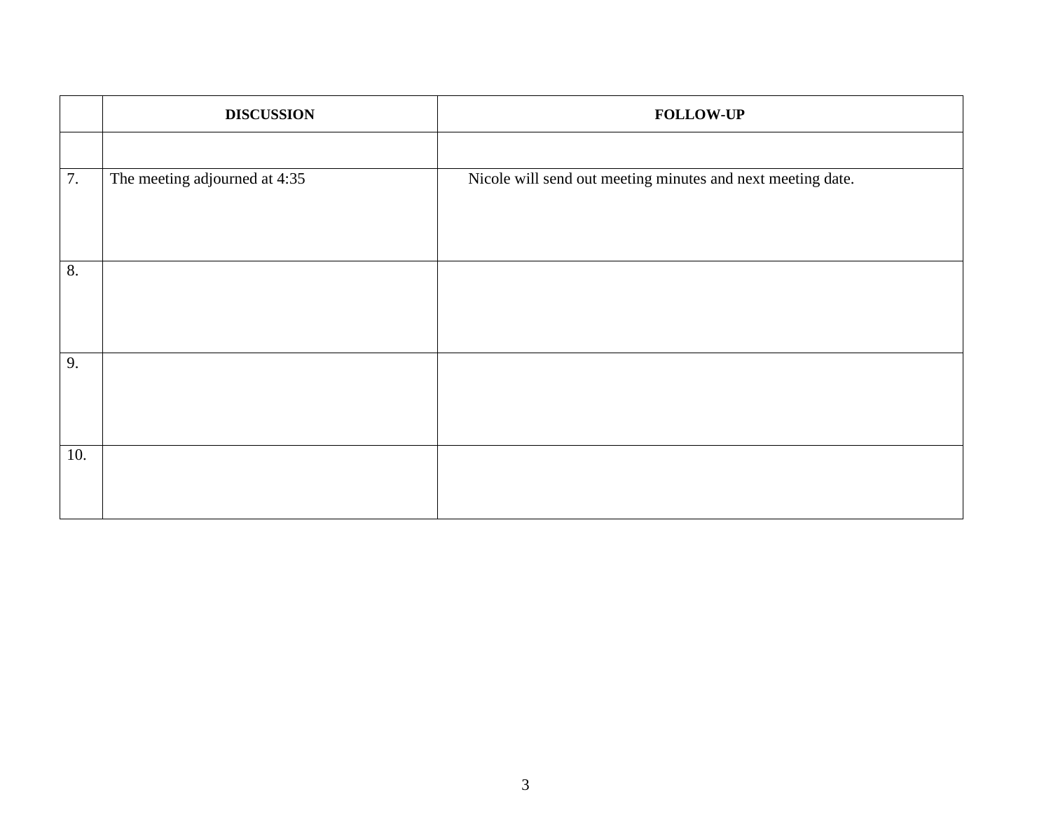| | DISCUSSION | FOLLOW-UP |
|---|---|---|
| | | |
| 7. | The meeting adjourned at 4:35 | Nicole will send out meeting minutes and next meeting date. |
| 8. | | |
| 9. | | |
| 10. | | |